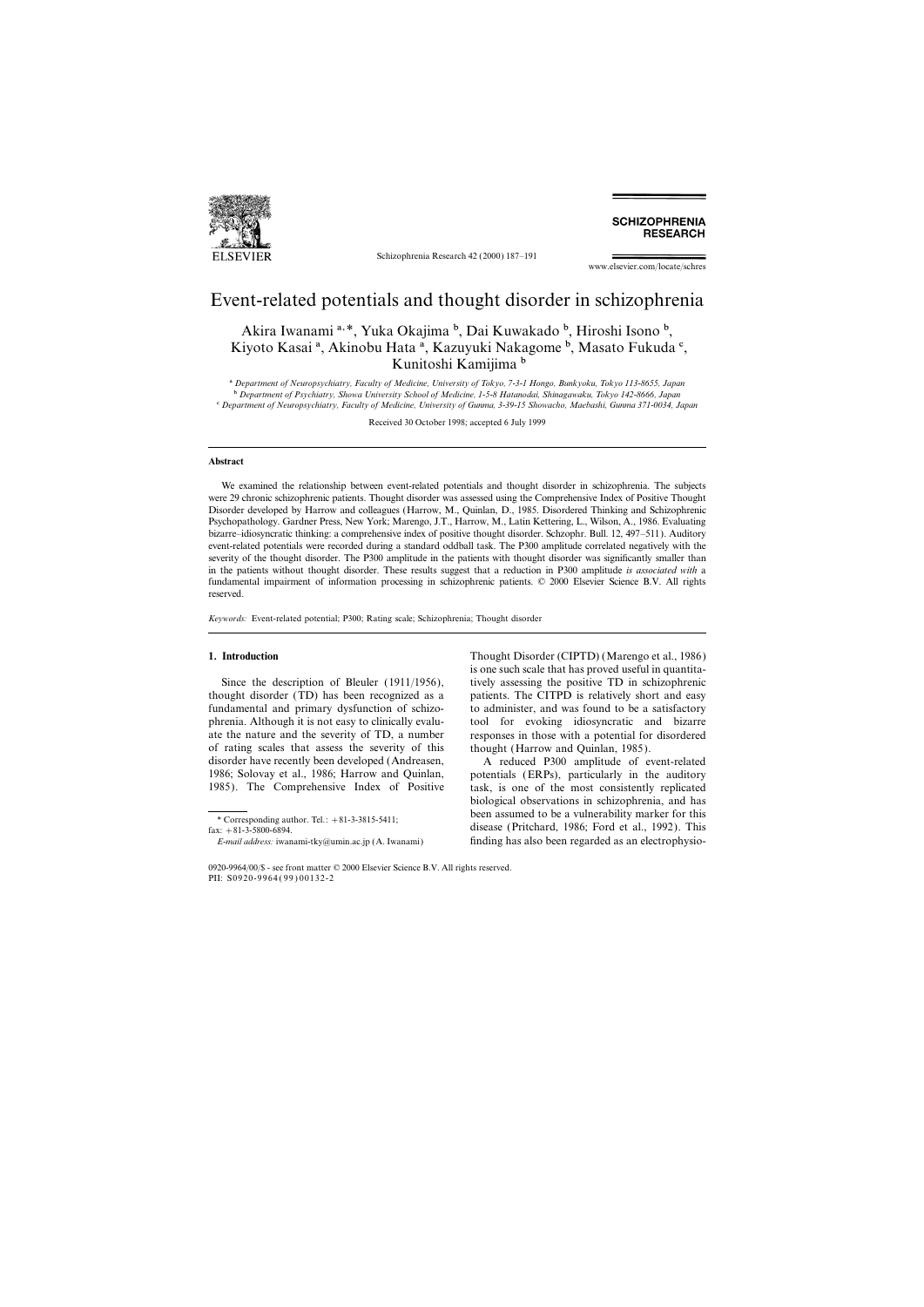# Event-related potentials and thought disorder in schizophrenia

Akira Iwanami [a,*], Yuka Okajima [b], Dai Kuwakado [b], Hiroshi Isono [b], Kiyoto Kasai [a], Akinobu Hata [a], Kazuyuki Nakagome [b], Masato Fukuda [c], Kunitoshi Kamijima [b]

[a] *Department of Neuropsychiatry, Faculty of Medicine, University of Tokyo, 7-3-1 Hongo, Bunkyoku, Tokyo 113-8655, Japan*
[b] *Department of Psychiatry, Showa University School of Medicine, 1-5-8 Hatanodai, Shinagawaku, Tokyo 142-8666, Japan*
[c] *Department of Neuropsychiatry, Faculty of Medicine, University of Gunma, 3-39-15 Showacho, Maebashi, Gunma 371-0034, Japan*

Received 30 October 1998; accepted 6 July 1999

## Abstract

We examined the relationship between event-related potentials and thought disorder in schizophrenia. The subjects were 29 chronic schizophrenic patients. Thought disorder was assessed using the Comprehensive Index of Positive Thought Disorder developed by Harrow and colleagues (Harrow, M., Quinlan, D., 1985. Disordered Thinking and Schizophrenic Psychopathology. Gardner Press, New York; Marengo, J.T., Harrow, M., Latin Kettering, L., Wilson, A., 1986. Evaluating bizarre–idiosyncratic thinking: a comprehensive index of positive thought disorder. Schzophr. Bull. 12, 497–511). Auditory event-related potentials were recorded during a standard oddball task. The P300 amplitude correlated negatively with the severity of the thought disorder. The P300 amplitude in the patients with thought disorder was significantly smaller than in the patients without thought disorder. These results suggest that a reduction in P300 amplitude *is associated with* a fundamental impairment of information processing in schizophrenic patients. © 2000 Elsevier Science B.V. All rights reserved.

*Keywords:* Event-related potential; P300; Rating scale; Schizophrenia; Thought disorder

## 1. Introduction

Since the description of Bleuler (1911/1956), thought disorder (TD) has been recognized as a fundamental and primary dysfunction of schizophrenia. Although it is not easy to clinically evaluate the nature and the severity of TD, a number of rating scales that assess the severity of this disorder have recently been developed (Andreasen, 1986; Solovay et al., 1986; Harrow and Quinlan, 1985). The Comprehensive Index of Positive Thought Disorder (CIPTD) (Marengo et al., 1986) is one such scale that has proved useful in quantitatively assessing the positive TD in schizophrenic patients. The CITPD is relatively short and easy to administer, and was found to be a satisfactory tool for evoking idiosyncratic and bizarre responses in those with a potential for disordered thought (Harrow and Quinlan, 1985).

A reduced P300 amplitude of event-related potentials (ERPs), particularly in the auditory task, is one of the most consistently replicated biological observations in schizophrenia, and has been assumed to be a vulnerability marker for this disease (Pritchard, 1986; Ford et al., 1992). This finding has also been regarded as an electrophysio-

\* Corresponding author. Tel.: +81-3-3815-5411; fax: +81-3-5800-6894.
*E-mail address:* iwanami-tky@umin.ac.jp (A. Iwanami)

0920-9964/00/$ - see front matter © 2000 Elsevier Science B.V. All rights reserved.
PII: S0920-9964(99)00132-2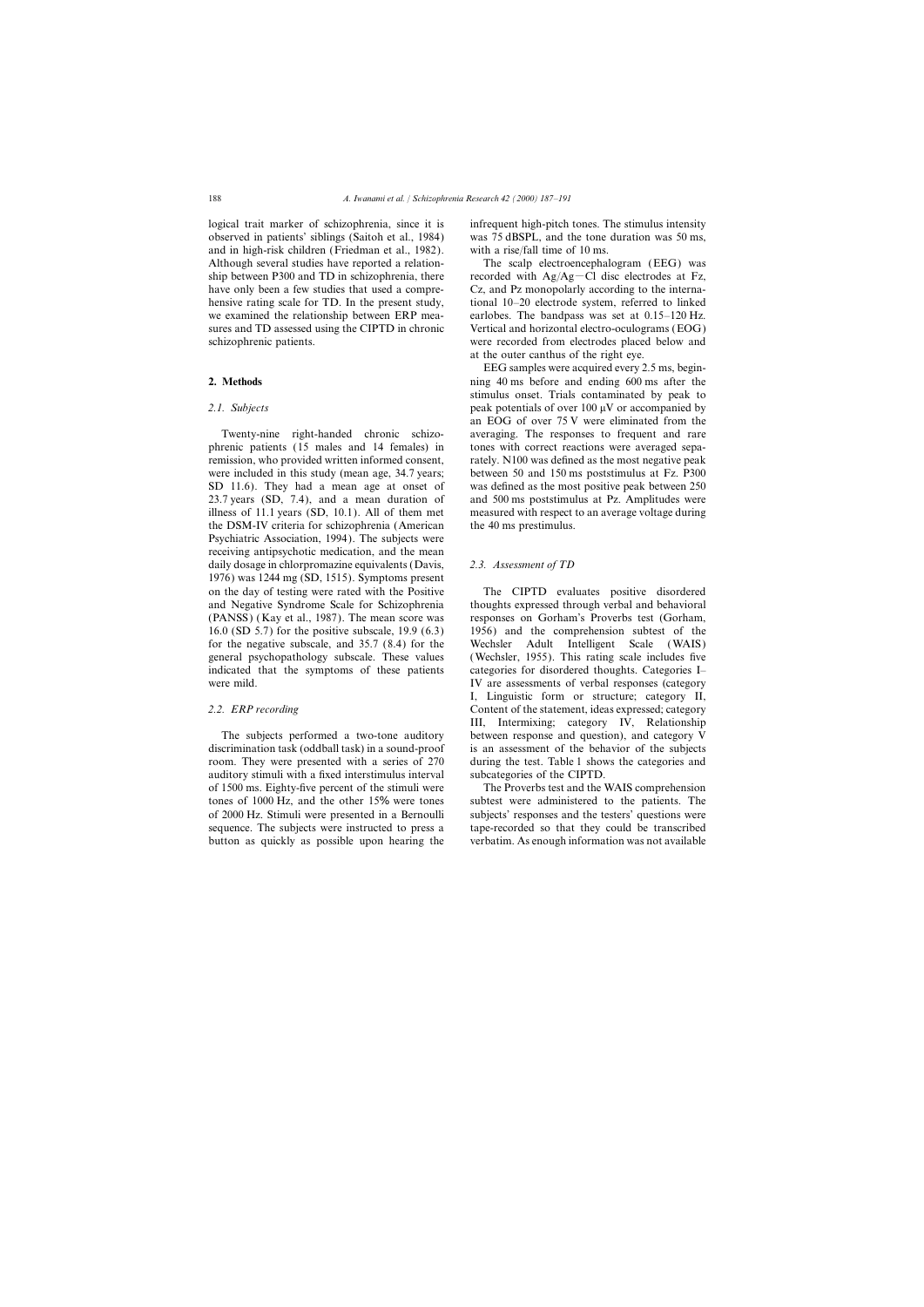logical trait marker of schizophrenia, since it is observed in patients' siblings (Saitoh et al., 1984) and in high-risk children (Friedman et al., 1982). Although several studies have reported a relationship between P300 and TD in schizophrenia, there have only been a few studies that used a comprehensive rating scale for TD. In the present study, we examined the relationship between ERP measures and TD assessed using the CIPTD in chronic schizophrenic patients.

## 2. Methods

### 2.1. Subjects

Twenty-nine right-handed chronic schizophrenic patients (15 males and 14 females) in remission, who provided written informed consent, were included in this study (mean age, 34.7 years; SD 11.6). They had a mean age at onset of 23.7 years (SD, 7.4), and a mean duration of illness of 11.1 years (SD, 10.1). All of them met the DSM-IV criteria for schizophrenia (American Psychiatric Association, 1994). The subjects were receiving antipsychotic medication, and the mean daily dosage in chlorpromazine equivalents (Davis, 1976) was 1244 mg (SD, 1515). Symptoms present on the day of testing were rated with the Positive and Negative Syndrome Scale for Schizophrenia (PANSS) (Kay et al., 1987). The mean score was 16.0 (SD 5.7) for the positive subscale, 19.9 (6.3) for the negative subscale, and 35.7 (8.4) for the general psychopathology subscale. These values indicated that the symptoms of these patients were mild.

### 2.2. ERP recording

The subjects performed a two-tone auditory discrimination task (oddball task) in a sound-proof room. They were presented with a series of 270 auditory stimuli with a fixed interstimulus interval of 1500 ms. Eighty-five percent of the stimuli were tones of 1000 Hz, and the other 15% were tones of 2000 Hz. Stimuli were presented in a Bernoulli sequence. The subjects were instructed to press a button as quickly as possible upon hearing the infrequent high-pitch tones. The stimulus intensity was 75 dBSPL, and the tone duration was 50 ms, with a rise/fall time of 10 ms.

The scalp electroencephalogram (EEG) was recorded with Ag/Ag—Cl disc electrodes at Fz, Cz, and Pz monopolarly according to the international 10–20 electrode system, referred to linked earlobes. The bandpass was set at 0.15–120 Hz. Vertical and horizontal electro-oculograms (EOG) were recorded from electrodes placed below and at the outer canthus of the right eye.

EEG samples were acquired every 2.5 ms, beginning 40 ms before and ending 600 ms after the stimulus onset. Trials contaminated by peak to peak potentials of over 100 μV or accompanied by an EOG of over 75 V were eliminated from the averaging. The responses to frequent and rare tones with correct reactions were averaged separately. N100 was defined as the most negative peak between 50 and 150 ms poststimulus at Fz. P300 was defined as the most positive peak between 250 and 500 ms poststimulus at Pz. Amplitudes were measured with respect to an average voltage during the 40 ms prestimulus.

### 2.3. Assessment of TD

The CIPTD evaluates positive disordered thoughts expressed through verbal and behavioral responses on Gorham's Proverbs test (Gorham, 1956) and the comprehension subtest of the Wechsler Adult Intelligent Scale (WAIS) (Wechsler, 1955). This rating scale includes five categories for disordered thoughts. Categories I–IV are assessments of verbal responses (category I, Linguistic form or structure; category II, Content of the statement, ideas expressed; category III, Intermixing; category IV, Relationship between response and question), and category V is an assessment of the behavior of the subjects during the test. Table 1 shows the categories and subcategories of the CIPTD.

The Proverbs test and the WAIS comprehension subtest were administered to the patients. The subjects' responses and the testers' questions were tape-recorded so that they could be transcribed verbatim. As enough information was not available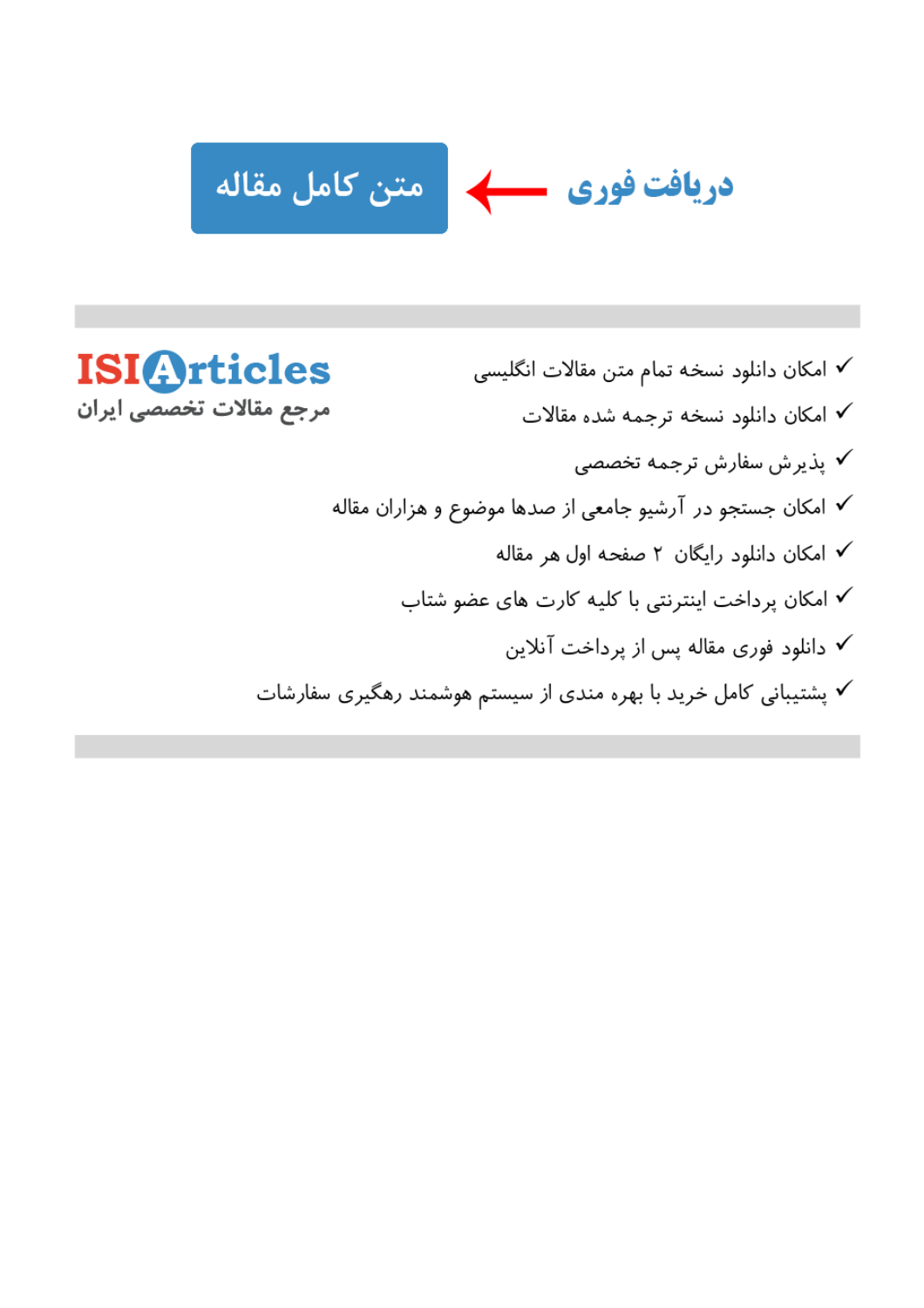دریافت فوری ← متن کامل مقاله

**ISIArticles**
مرجع مقالات تخصصی ایران

- ✓ امکان دانلود نسخه تمام متن مقالات انگلیسی
- ✓ امکان دانلود نسخه ترجمه شده مقالات
- ✓ پذیرش سفارش ترجمه تخصصی
- ✓ امکان جستجو در آرشیو جامعی از صدها موضوع و هزاران مقاله
- ✓ امکان دانلود رایگان ۲ صفحه اول هر مقاله
- ✓ امکان پرداخت اینترنتی با کلیه کارت های عضو شتاب
- ✓ دانلود فوری مقاله پس از پرداخت آنلاین
- ✓ پشتیبانی کامل خرید با بهره مندی از سیستم هوشمند رهگیری سفارشات